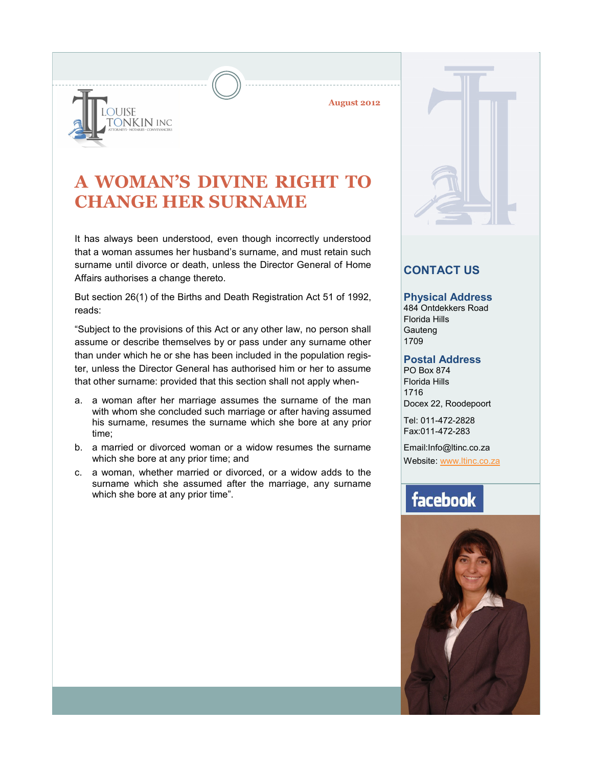LOUISE TONKIN INC

ATTORNEYS · NOTARIES · CONVEYANCERS

August 2012

# A WOMAN'S DIVINE RIGHT TO CHANGE HER SURNAME

It has always been understood, even though incorrectly understood that a woman assumes her husband's surname, and must retain such surname until divorce or death, unless the Director General of Home Affairs authorises a change thereto.

But section 26(1) of the Births and Death Registration Act 51 of 1992, reads:

"Subject to the provisions of this Act or any other law, no person shall assume or describe themselves by or pass under any surname other than under which he or she has been included in the population register, unless the Director General has authorised him or her to assume that other surname: provided that this section shall not apply when-

a. a woman after her marriage assumes the surname of the man with whom she concluded such marriage or after having assumed his surname, resumes the surname which she bore at any prior time;
b. a married or divorced woman or a widow resumes the surname which she bore at any prior time; and
c. a woman, whether married or divorced, or a widow adds to the surname which she assumed after the marriage, any surname which she bore at any prior time".

## CONTACT US

### Physical Address

484 Ontdekkers Road
Florida Hills
Gauteng
1709

### Postal Address

PO Box 874
Florida Hills
1716
Docex 22, Roodepoort

Tel: 011-472-2828
Fax:011-472-283

Email:Info@ltinc.co.za
Website: www.ltinc.co.za

facebook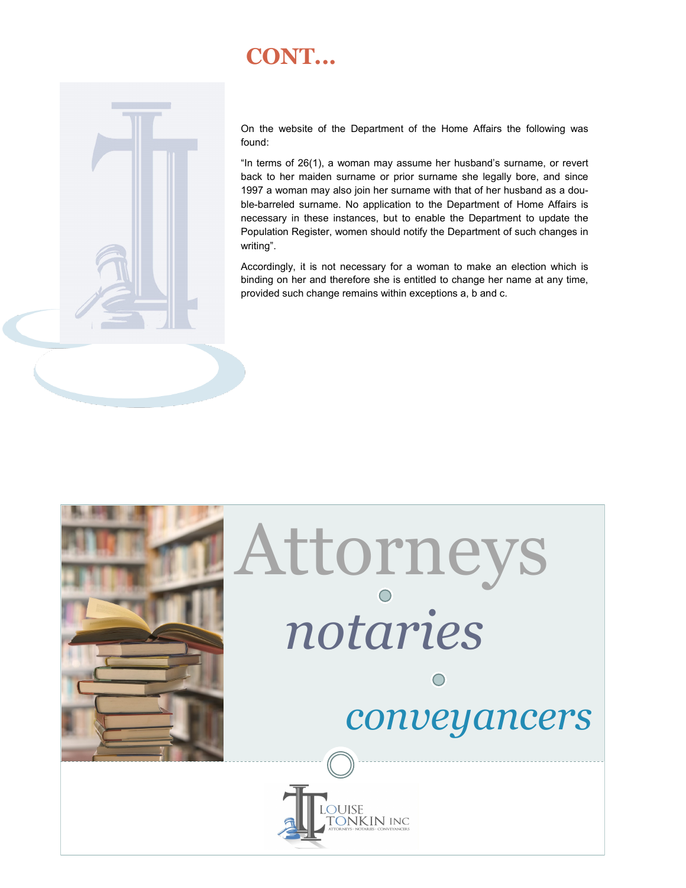# CONT…

On the website of the Department of the Home Affairs the following was found:

"In terms of 26(1), a woman may assume her husband's surname, or revert back to her maiden surname or prior surname she legally bore, and since 1997 a woman may also join her surname with that of her husband as a double-barreled surname. No application to the Department of Home Affairs is necessary in these instances, but to enable the Department to update the Population Register, women should notify the Department of such changes in writing".

Accordingly, it is not necessary for a woman to make an election which is binding on her and therefore she is entitled to change her name at any time, provided such change remains within exceptions a, b and c.

Attorneys

*notaries*

*conveyancers*

LOUISE TONKIN INC

ATTORNEYS - NOTARIES - CONVEYANCERS